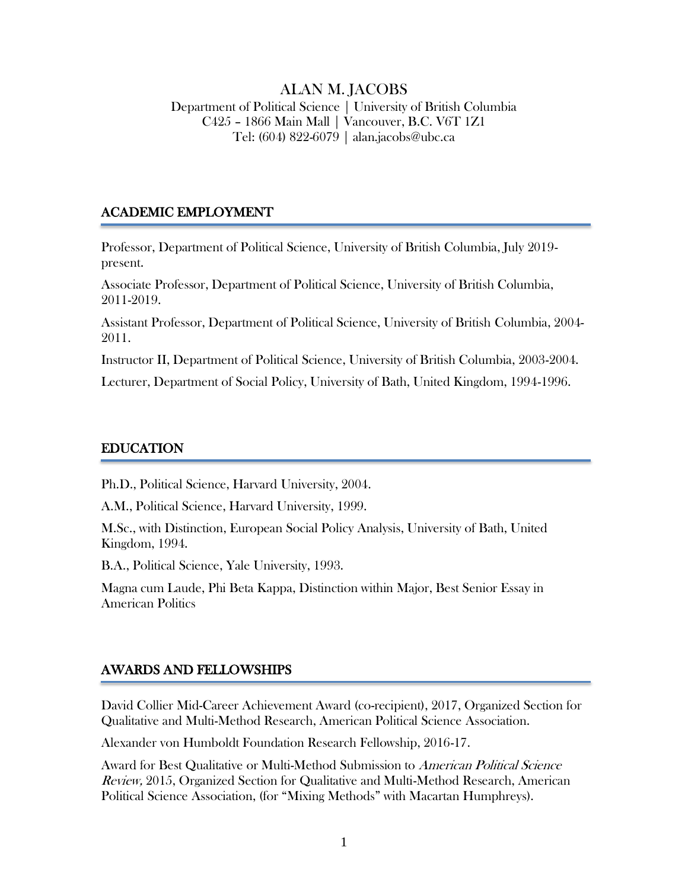# ALAN M. JACOBS

Department of Political Science | University of British Columbia
C425 – 1866 Main Mall | Vancouver, B.C. V6T 1Z1
Tel: (604) 822-6079 | alan.jacobs@ubc.ca

## ACADEMIC EMPLOYMENT

Professor, Department of Political Science, University of British Columbia, July 2019-present.

Associate Professor, Department of Political Science, University of British Columbia, 2011-2019.

Assistant Professor, Department of Political Science, University of British Columbia, 2004-2011.

Instructor II, Department of Political Science, University of British Columbia, 2003-2004.

Lecturer, Department of Social Policy, University of Bath, United Kingdom, 1994-1996.

## EDUCATION

Ph.D., Political Science, Harvard University, 2004.

A.M., Political Science, Harvard University, 1999.

M.Sc., with Distinction, European Social Policy Analysis, University of Bath, United Kingdom, 1994.

B.A., Political Science, Yale University, 1993.

Magna cum Laude, Phi Beta Kappa, Distinction within Major, Best Senior Essay in American Politics

## AWARDS AND FELLOWSHIPS

David Collier Mid-Career Achievement Award (co-recipient), 2017, Organized Section for Qualitative and Multi-Method Research, American Political Science Association.

Alexander von Humboldt Foundation Research Fellowship, 2016-17.

Award for Best Qualitative or Multi-Method Submission to *American Political Science Review,* 2015, Organized Section for Qualitative and Multi-Method Research, American Political Science Association, (for "Mixing Methods" with Macartan Humphreys).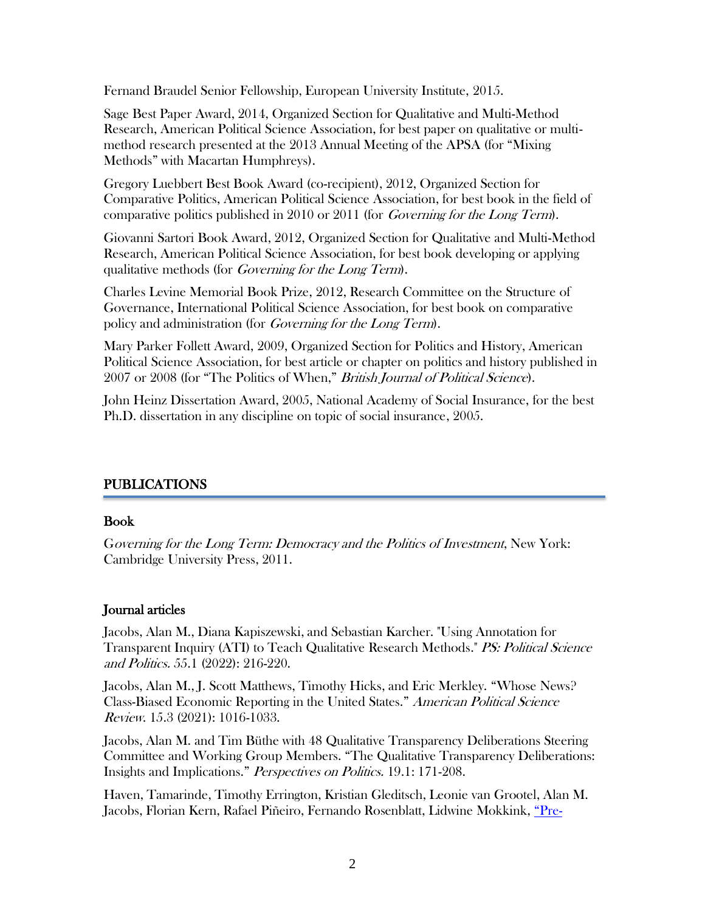Fernand Braudel Senior Fellowship, European University Institute, 2015.

Sage Best Paper Award, 2014, Organized Section for Qualitative and Multi-Method Research, American Political Science Association, for best paper on qualitative or multi-method research presented at the 2013 Annual Meeting of the APSA (for "Mixing Methods" with Macartan Humphreys).

Gregory Luebbert Best Book Award (co-recipient), 2012, Organized Section for Comparative Politics, American Political Science Association, for best book in the field of comparative politics published in 2010 or 2011 (for *Governing for the Long Term*).

Giovanni Sartori Book Award, 2012, Organized Section for Qualitative and Multi-Method Research, American Political Science Association, for best book developing or applying qualitative methods (for *Governing for the Long Term*).

Charles Levine Memorial Book Prize, 2012, Research Committee on the Structure of Governance, International Political Science Association, for best book on comparative policy and administration (for *Governing for the Long Term*).

Mary Parker Follett Award, 2009, Organized Section for Politics and History, American Political Science Association, for best article or chapter on politics and history published in 2007 or 2008 (for "The Politics of When," *British Journal of Political Science*).

John Heinz Dissertation Award, 2005, National Academy of Social Insurance, for the best Ph.D. dissertation in any discipline on topic of social insurance, 2005.

## PUBLICATIONS

### Book

*Governing for the Long Term: Democracy and the Politics of Investment*, New York: Cambridge University Press, 2011.

### Journal articles

Jacobs, Alan M., Diana Kapiszewski, and Sebastian Karcher. "Using Annotation for Transparent Inquiry (ATI) to Teach Qualitative Research Methods." *PS: Political Science and Politics.* 55.1 (2022): 216-220.

Jacobs, Alan M., J. Scott Matthews, Timothy Hicks, and Eric Merkley. "Whose News? Class-Biased Economic Reporting in the United States." *American Political Science Review.* 15.3 (2021): 1016-1033.

Jacobs, Alan M. and Tim Büthe with 48 Qualitative Transparency Deliberations Steering Committee and Working Group Members. "The Qualitative Transparency Deliberations: Insights and Implications." *Perspectives on Politics.* 19.1: 171-208.

Haven, Tamarinde, Timothy Errington, Kristian Gleditsch, Leonie van Grootel, Alan M. Jacobs, Florian Kern, Rafael Piñeiro, Fernando Rosenblatt, Lidwine Mokkink, "Pre-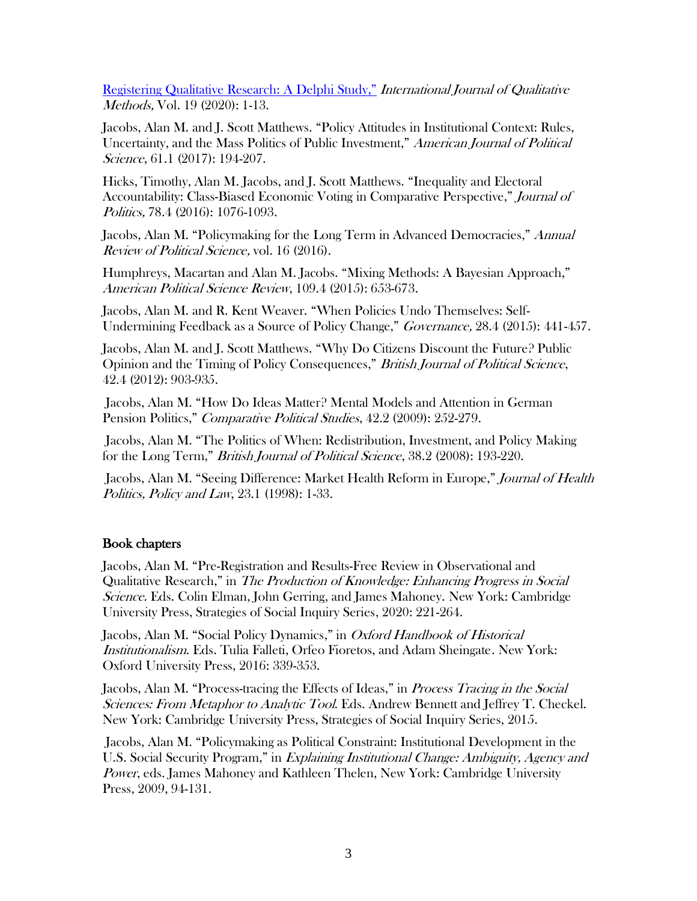Registering Qualitative Research: A Delphi Study," *International Journal of Qualitative Methods,* Vol. 19 (2020): 1-13.

Jacobs, Alan M. and J. Scott Matthews. "Policy Attitudes in Institutional Context: Rules, Uncertainty, and the Mass Politics of Public Investment," *American Journal of Political Science*, 61.1 (2017): 194-207.

Hicks, Timothy, Alan M. Jacobs, and J. Scott Matthews. "Inequality and Electoral Accountability: Class-Biased Economic Voting in Comparative Perspective," *Journal of Politics,* 78.4 (2016): 1076-1093.

Jacobs, Alan M. "Policymaking for the Long Term in Advanced Democracies," *Annual Review of Political Science,* vol. 16 (2016).

Humphreys, Macartan and Alan M. Jacobs. "Mixing Methods: A Bayesian Approach," *American Political Science Review*, 109.4 (2015): 653-673.

Jacobs, Alan M. and R. Kent Weaver. "When Policies Undo Themselves: Self-Undermining Feedback as a Source of Policy Change," *Governance,* 28.4 (2015): 441-457.

Jacobs, Alan M. and J. Scott Matthews. "Why Do Citizens Discount the Future? Public Opinion and the Timing of Policy Consequences," *British Journal of Political Science*, 42.4 (2012): 903-935.

Jacobs, Alan M. "How Do Ideas Matter? Mental Models and Attention in German Pension Politics," *Comparative Political Studies*, 42.2 (2009): 252-279.

Jacobs, Alan M. "The Politics of When: Redistribution, Investment, and Policy Making for the Long Term," *British Journal of Political Science*, 38.2 (2008): 193-220.

Jacobs, Alan M. "Seeing Difference: Market Health Reform in Europe," *Journal of Health Politics, Policy and Law*, 23.1 (1998): 1-33.

## Book chapters

Jacobs, Alan M. "Pre-Registration and Results-Free Review in Observational and Qualitative Research," in *The Production of Knowledge: Enhancing Progress in Social Science*. Eds. Colin Elman, John Gerring, and James Mahoney. New York: Cambridge University Press, Strategies of Social Inquiry Series, 2020: 221-264.

Jacobs, Alan M. "Social Policy Dynamics," in *Oxford Handbook of Historical Institutionalism*. Eds. Tulia Falleti, Orfeo Fioretos, and Adam Sheingate. New York: Oxford University Press, 2016: 339-353.

Jacobs, Alan M. "Process-tracing the Effects of Ideas," in *Process Tracing in the Social Sciences: From Metaphor to Analytic Tool*. Eds. Andrew Bennett and Jeffrey T. Checkel. New York: Cambridge University Press, Strategies of Social Inquiry Series, 2015.

Jacobs, Alan M. "Policymaking as Political Constraint: Institutional Development in the U.S. Social Security Program," in *Explaining Institutional Change: Ambiguity, Agency and Power*, eds. James Mahoney and Kathleen Thelen, New York: Cambridge University Press, 2009, 94-131.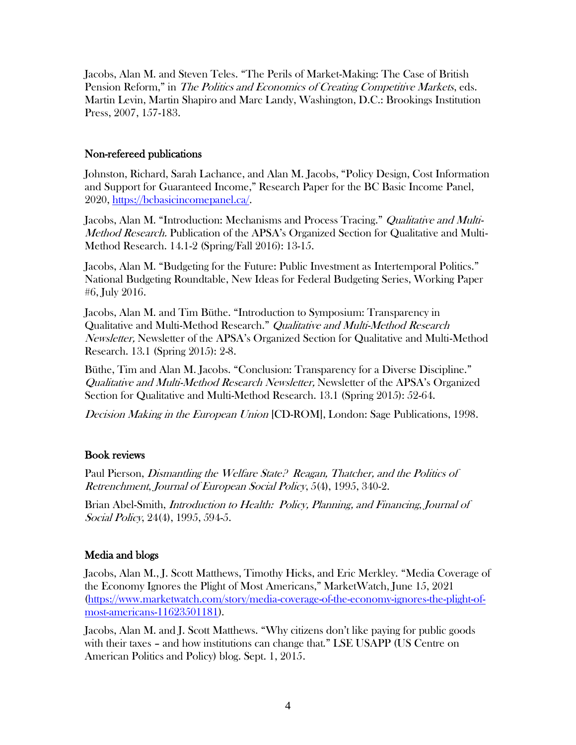Jacobs, Alan M. and Steven Teles. "The Perils of Market-Making: The Case of British Pension Reform," in *The Politics and Economics of Creating Competitive Markets*, eds. Martin Levin, Martin Shapiro and Marc Landy, Washington, D.C.: Brookings Institution Press, 2007, 157-183.

## Non-refereed publications

Johnston, Richard, Sarah Lachance, and Alan M. Jacobs, "Policy Design, Cost Information and Support for Guaranteed Income," Research Paper for the BC Basic Income Panel, 2020, [https://bcbasicincomepanel.ca/](https://bcbasicincomepanel.ca/).

Jacobs, Alan M. "Introduction: Mechanisms and Process Tracing." *Qualitative and Multi-Method Research.* Publication of the APSA's Organized Section for Qualitative and Multi-Method Research. 14.1-2 (Spring/Fall 2016): 13-15.

Jacobs, Alan M. "Budgeting for the Future: Public Investment as Intertemporal Politics." National Budgeting Roundtable, New Ideas for Federal Budgeting Series, Working Paper #6, July 2016.

Jacobs, Alan M. and Tim Büthe. "Introduction to Symposium: Transparency in Qualitative and Multi-Method Research." *Qualitative and Multi-Method Research Newsletter,* Newsletter of the APSA's Organized Section for Qualitative and Multi-Method Research. 13.1 (Spring 2015): 2-8.

Büthe, Tim and Alan M. Jacobs. "Conclusion: Transparency for a Diverse Discipline." *Qualitative and Multi-Method Research Newsletter,* Newsletter of the APSA's Organized Section for Qualitative and Multi-Method Research. 13.1 (Spring 2015): 52-64.

*Decision Making in the European Union* [CD-ROM], London: Sage Publications, 1998.

## Book reviews

Paul Pierson, *Dismantling the Welfare State? Reagan, Thatcher, and the Politics of Retrenchment*, *Journal of European Social Policy*, 5(4), 1995, 340-2.

Brian Abel-Smith, *Introduction to Health: Policy, Planning, and Financing*, *Journal of Social Policy*, 24(4), 1995, 594-5.

## Media and blogs

Jacobs, Alan M., J. Scott Matthews, Timothy Hicks, and Eric Merkley. "Media Coverage of the Economy Ignores the Plight of Most Americans," MarketWatch, June 15, 2021 ([https://www.marketwatch.com/story/media-coverage-of-the-economy-ignores-the-plight-of-most-americans-11623501181](https://www.marketwatch.com/story/media-coverage-of-the-economy-ignores-the-plight-of-most-americans-11623501181)).

Jacobs, Alan M. and J. Scott Matthews. "Why citizens don't like paying for public goods with their taxes – and how institutions can change that." LSE USAPP (US Centre on American Politics and Policy) blog. Sept. 1, 2015.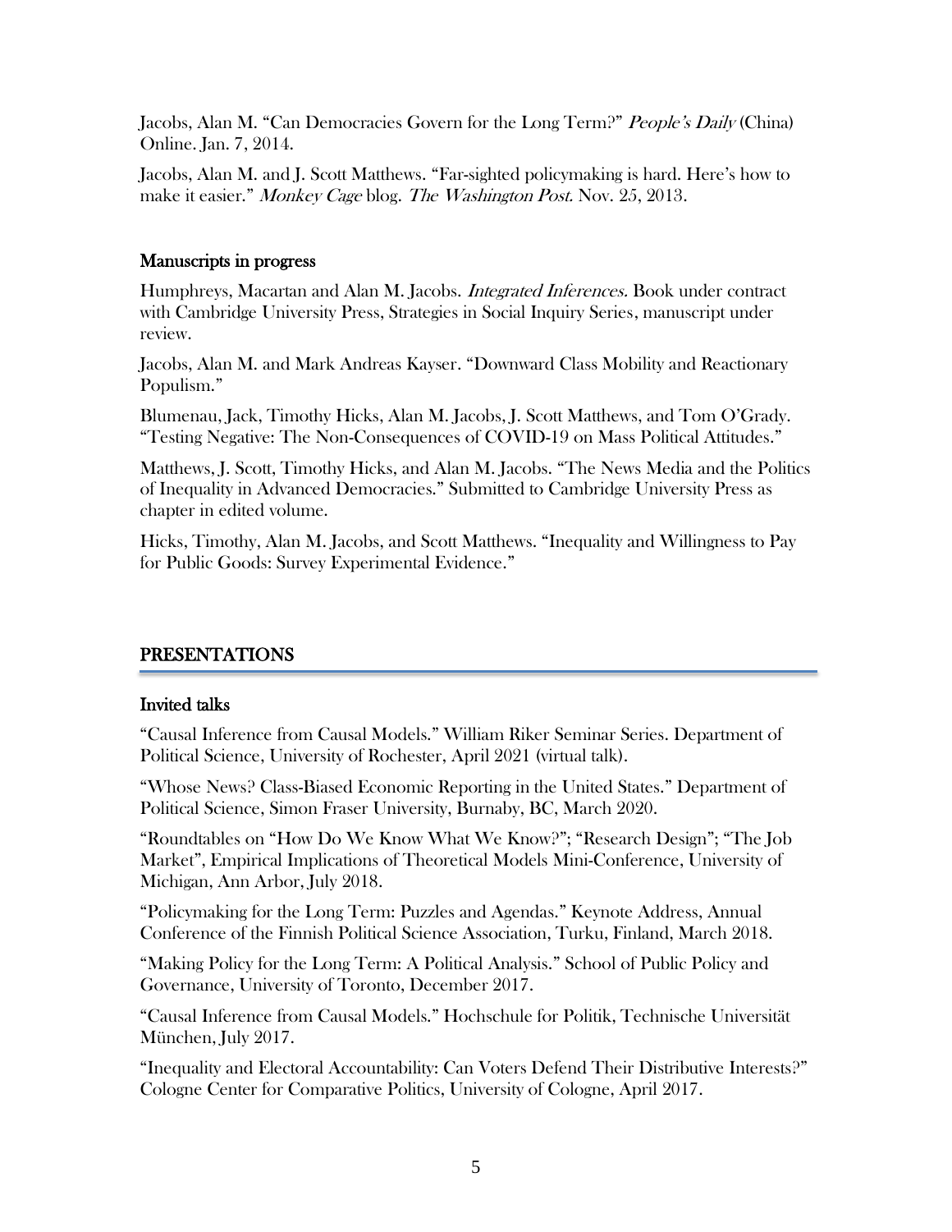Jacobs, Alan M. "Can Democracies Govern for the Long Term?" *People's Daily* (China) Online. Jan. 7, 2014.

Jacobs, Alan M. and J. Scott Matthews. "Far-sighted policymaking is hard. Here's how to make it easier." *Monkey Cage* blog. *The Washington Post.* Nov. 25, 2013.

### Manuscripts in progress

Humphreys, Macartan and Alan M. Jacobs. *Integrated Inferences.* Book under contract with Cambridge University Press, Strategies in Social Inquiry Series, manuscript under review.

Jacobs, Alan M. and Mark Andreas Kayser. "Downward Class Mobility and Reactionary Populism."

Blumenau, Jack, Timothy Hicks, Alan M. Jacobs, J. Scott Matthews, and Tom O'Grady. "Testing Negative: The Non-Consequences of COVID-19 on Mass Political Attitudes."

Matthews, J. Scott, Timothy Hicks, and Alan M. Jacobs. "The News Media and the Politics of Inequality in Advanced Democracies." Submitted to Cambridge University Press as chapter in edited volume.

Hicks, Timothy, Alan M. Jacobs, and Scott Matthews. "Inequality and Willingness to Pay for Public Goods: Survey Experimental Evidence."

## PRESENTATIONS

### Invited talks

"Causal Inference from Causal Models." William Riker Seminar Series. Department of Political Science, University of Rochester, April 2021 (virtual talk).

"Whose News? Class-Biased Economic Reporting in the United States." Department of Political Science, Simon Fraser University, Burnaby, BC, March 2020.

"Roundtables on "How Do We Know What We Know?"; "Research Design"; "The Job Market", Empirical Implications of Theoretical Models Mini-Conference, University of Michigan, Ann Arbor, July 2018.

"Policymaking for the Long Term: Puzzles and Agendas." Keynote Address, Annual Conference of the Finnish Political Science Association, Turku, Finland, March 2018.

"Making Policy for the Long Term: A Political Analysis." School of Public Policy and Governance, University of Toronto, December 2017.

"Causal Inference from Causal Models." Hochschule for Politik, Technische Universität München, July 2017.

"Inequality and Electoral Accountability: Can Voters Defend Their Distributive Interests?" Cologne Center for Comparative Politics, University of Cologne, April 2017.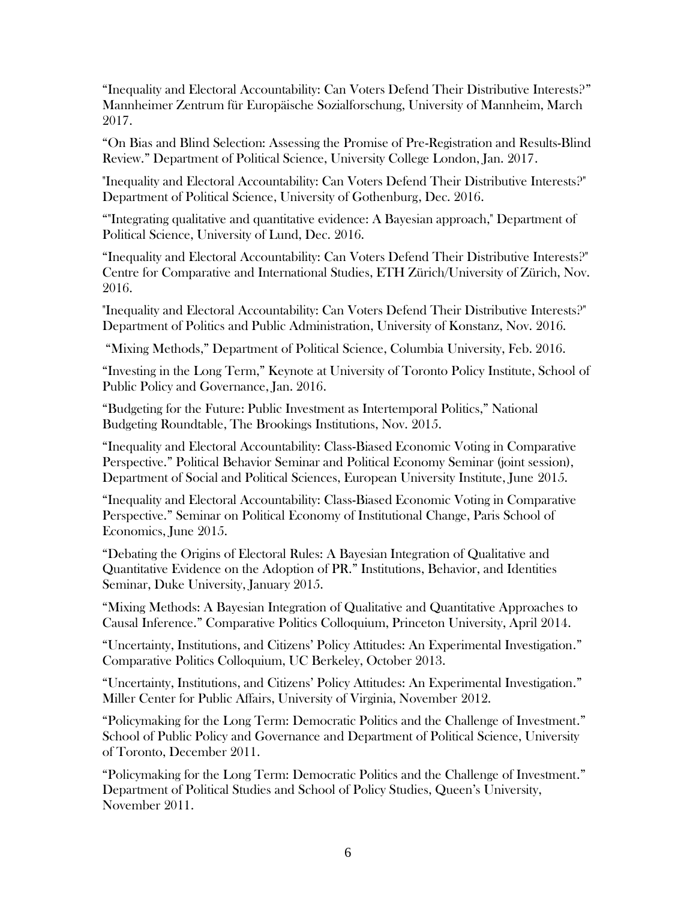"Inequality and Electoral Accountability: Can Voters Defend Their Distributive Interests?" Mannheimer Zentrum für Europäische Sozialforschung, University of Mannheim, March 2017.

"On Bias and Blind Selection: Assessing the Promise of Pre-Registration and Results-Blind Review." Department of Political Science, University College London, Jan. 2017.

"Inequality and Electoral Accountability: Can Voters Defend Their Distributive Interests?" Department of Political Science, University of Gothenburg, Dec. 2016.

""Integrating qualitative and quantitative evidence: A Bayesian approach," Department of Political Science, University of Lund, Dec. 2016.

"Inequality and Electoral Accountability: Can Voters Defend Their Distributive Interests?" Centre for Comparative and International Studies, ETH Zürich/University of Zürich, Nov. 2016.

"Inequality and Electoral Accountability: Can Voters Defend Their Distributive Interests?" Department of Politics and Public Administration, University of Konstanz, Nov. 2016.

"Mixing Methods," Department of Political Science, Columbia University, Feb. 2016.

"Investing in the Long Term," Keynote at University of Toronto Policy Institute, School of Public Policy and Governance, Jan. 2016.

"Budgeting for the Future: Public Investment as Intertemporal Politics," National Budgeting Roundtable, The Brookings Institutions, Nov. 2015.

"Inequality and Electoral Accountability: Class-Biased Economic Voting in Comparative Perspective." Political Behavior Seminar and Political Economy Seminar (joint session), Department of Social and Political Sciences, European University Institute, June 2015.

"Inequality and Electoral Accountability: Class-Biased Economic Voting in Comparative Perspective." Seminar on Political Economy of Institutional Change, Paris School of Economics, June 2015.

"Debating the Origins of Electoral Rules: A Bayesian Integration of Qualitative and Quantitative Evidence on the Adoption of PR." Institutions, Behavior, and Identities Seminar, Duke University, January 2015.

"Mixing Methods: A Bayesian Integration of Qualitative and Quantitative Approaches to Causal Inference." Comparative Politics Colloquium, Princeton University, April 2014.

"Uncertainty, Institutions, and Citizens' Policy Attitudes: An Experimental Investigation." Comparative Politics Colloquium, UC Berkeley, October 2013.

"Uncertainty, Institutions, and Citizens' Policy Attitudes: An Experimental Investigation." Miller Center for Public Affairs, University of Virginia, November 2012.

"Policymaking for the Long Term: Democratic Politics and the Challenge of Investment." School of Public Policy and Governance and Department of Political Science, University of Toronto, December 2011.

"Policymaking for the Long Term: Democratic Politics and the Challenge of Investment." Department of Political Studies and School of Policy Studies, Queen's University, November 2011.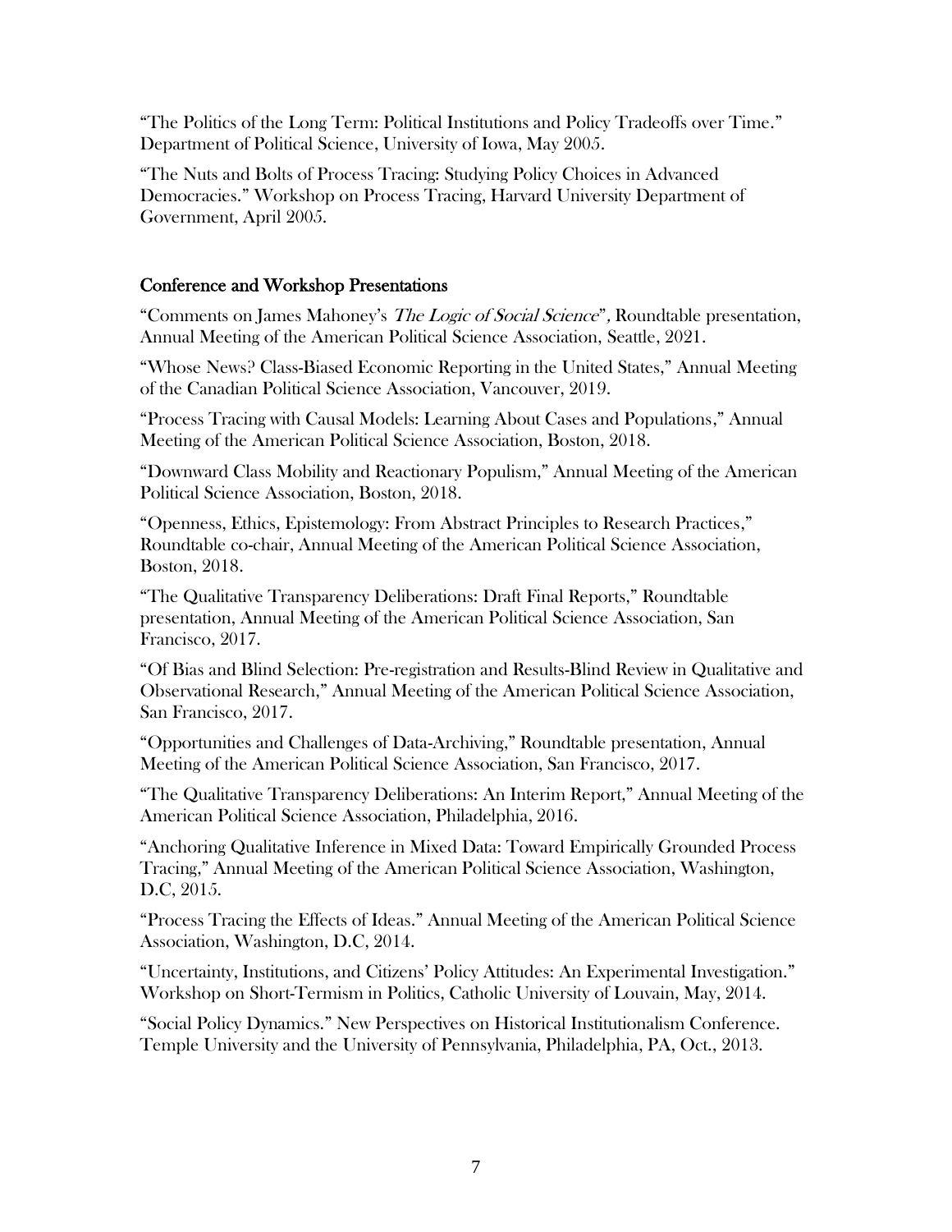"The Politics of the Long Term: Political Institutions and Policy Tradeoffs over Time." Department of Political Science, University of Iowa, May 2005.

"The Nuts and Bolts of Process Tracing: Studying Policy Choices in Advanced Democracies." Workshop on Process Tracing, Harvard University Department of Government, April 2005.

## Conference and Workshop Presentations

"Comments on James Mahoney's *The Logic of Social Science*", Roundtable presentation, Annual Meeting of the American Political Science Association, Seattle, 2021.

"Whose News? Class-Biased Economic Reporting in the United States," Annual Meeting of the Canadian Political Science Association, Vancouver, 2019.

"Process Tracing with Causal Models: Learning About Cases and Populations," Annual Meeting of the American Political Science Association, Boston, 2018.

"Downward Class Mobility and Reactionary Populism," Annual Meeting of the American Political Science Association, Boston, 2018.

"Openness, Ethics, Epistemology: From Abstract Principles to Research Practices," Roundtable co-chair, Annual Meeting of the American Political Science Association, Boston, 2018.

"The Qualitative Transparency Deliberations: Draft Final Reports," Roundtable presentation, Annual Meeting of the American Political Science Association, San Francisco, 2017.

"Of Bias and Blind Selection: Pre-registration and Results-Blind Review in Qualitative and Observational Research," Annual Meeting of the American Political Science Association, San Francisco, 2017.

"Opportunities and Challenges of Data-Archiving," Roundtable presentation, Annual Meeting of the American Political Science Association, San Francisco, 2017.

"The Qualitative Transparency Deliberations: An Interim Report," Annual Meeting of the American Political Science Association, Philadelphia, 2016.

"Anchoring Qualitative Inference in Mixed Data: Toward Empirically Grounded Process Tracing," Annual Meeting of the American Political Science Association, Washington, D.C, 2015.

"Process Tracing the Effects of Ideas." Annual Meeting of the American Political Science Association, Washington, D.C, 2014.

"Uncertainty, Institutions, and Citizens' Policy Attitudes: An Experimental Investigation." Workshop on Short-Termism in Politics, Catholic University of Louvain, May, 2014.

"Social Policy Dynamics." New Perspectives on Historical Institutionalism Conference. Temple University and the University of Pennsylvania, Philadelphia, PA, Oct., 2013.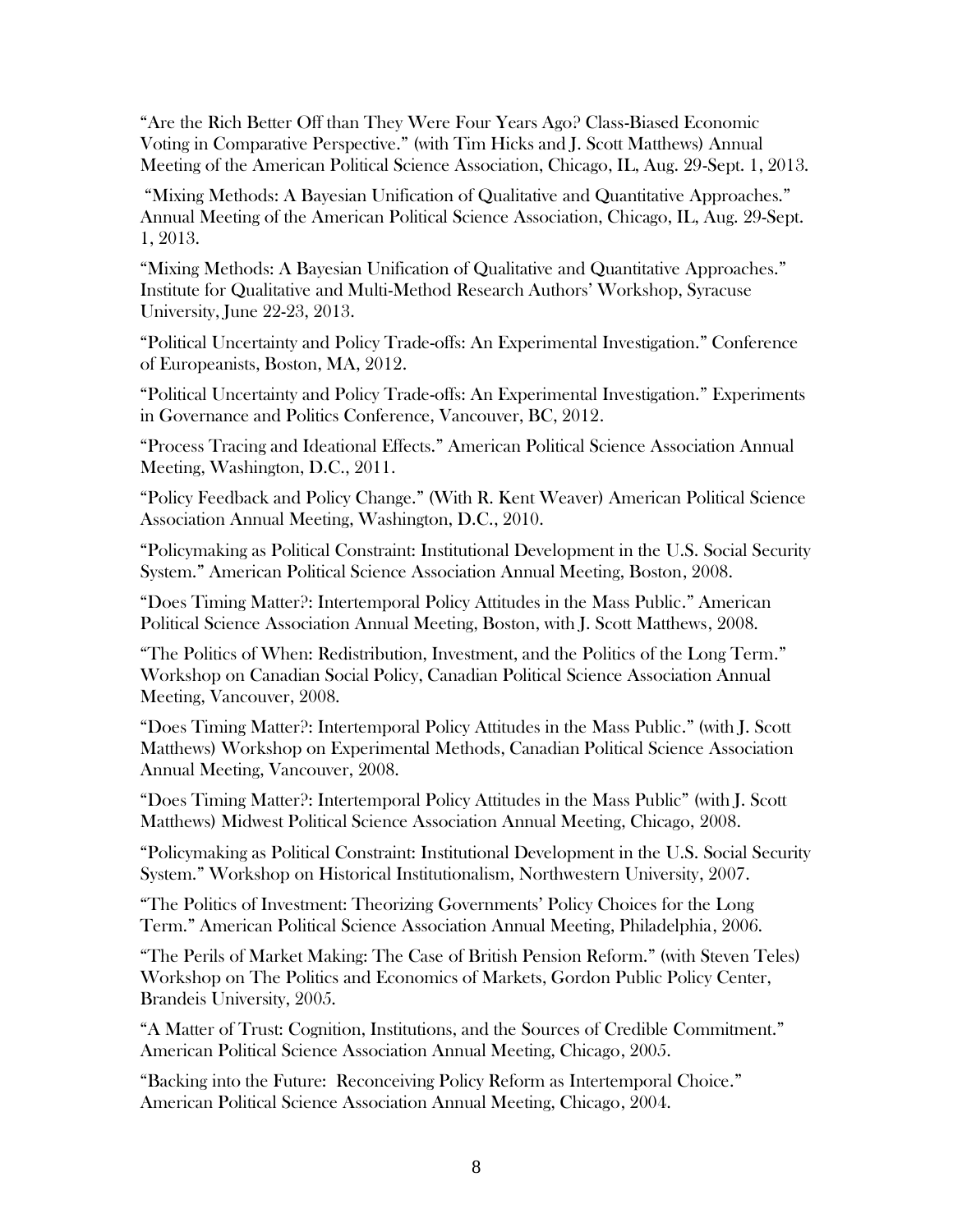"Are the Rich Better Off than They Were Four Years Ago? Class-Biased Economic Voting in Comparative Perspective." (with Tim Hicks and J. Scott Matthews) Annual Meeting of the American Political Science Association, Chicago, IL, Aug. 29-Sept. 1, 2013.

"Mixing Methods: A Bayesian Unification of Qualitative and Quantitative Approaches." Annual Meeting of the American Political Science Association, Chicago, IL, Aug. 29-Sept. 1, 2013.

"Mixing Methods: A Bayesian Unification of Qualitative and Quantitative Approaches." Institute for Qualitative and Multi-Method Research Authors' Workshop, Syracuse University, June 22-23, 2013.

"Political Uncertainty and Policy Trade-offs: An Experimental Investigation." Conference of Europeanists, Boston, MA, 2012.

"Political Uncertainty and Policy Trade-offs: An Experimental Investigation." Experiments in Governance and Politics Conference, Vancouver, BC, 2012.

"Process Tracing and Ideational Effects." American Political Science Association Annual Meeting, Washington, D.C., 2011.

"Policy Feedback and Policy Change." (With R. Kent Weaver) American Political Science Association Annual Meeting, Washington, D.C., 2010.

"Policymaking as Political Constraint: Institutional Development in the U.S. Social Security System." American Political Science Association Annual Meeting, Boston, 2008.

"Does Timing Matter?: Intertemporal Policy Attitudes in the Mass Public." American Political Science Association Annual Meeting, Boston, with J. Scott Matthews, 2008.

"The Politics of When: Redistribution, Investment, and the Politics of the Long Term." Workshop on Canadian Social Policy, Canadian Political Science Association Annual Meeting, Vancouver, 2008.

"Does Timing Matter?: Intertemporal Policy Attitudes in the Mass Public." (with J. Scott Matthews) Workshop on Experimental Methods, Canadian Political Science Association Annual Meeting, Vancouver, 2008.

"Does Timing Matter?: Intertemporal Policy Attitudes in the Mass Public" (with J. Scott Matthews) Midwest Political Science Association Annual Meeting, Chicago, 2008.

"Policymaking as Political Constraint: Institutional Development in the U.S. Social Security System." Workshop on Historical Institutionalism, Northwestern University, 2007.

"The Politics of Investment: Theorizing Governments' Policy Choices for the Long Term." American Political Science Association Annual Meeting, Philadelphia, 2006.

"The Perils of Market Making: The Case of British Pension Reform." (with Steven Teles) Workshop on The Politics and Economics of Markets, Gordon Public Policy Center, Brandeis University, 2005.

"A Matter of Trust: Cognition, Institutions, and the Sources of Credible Commitment." American Political Science Association Annual Meeting, Chicago, 2005.

"Backing into the Future: Reconceiving Policy Reform as Intertemporal Choice." American Political Science Association Annual Meeting, Chicago, 2004.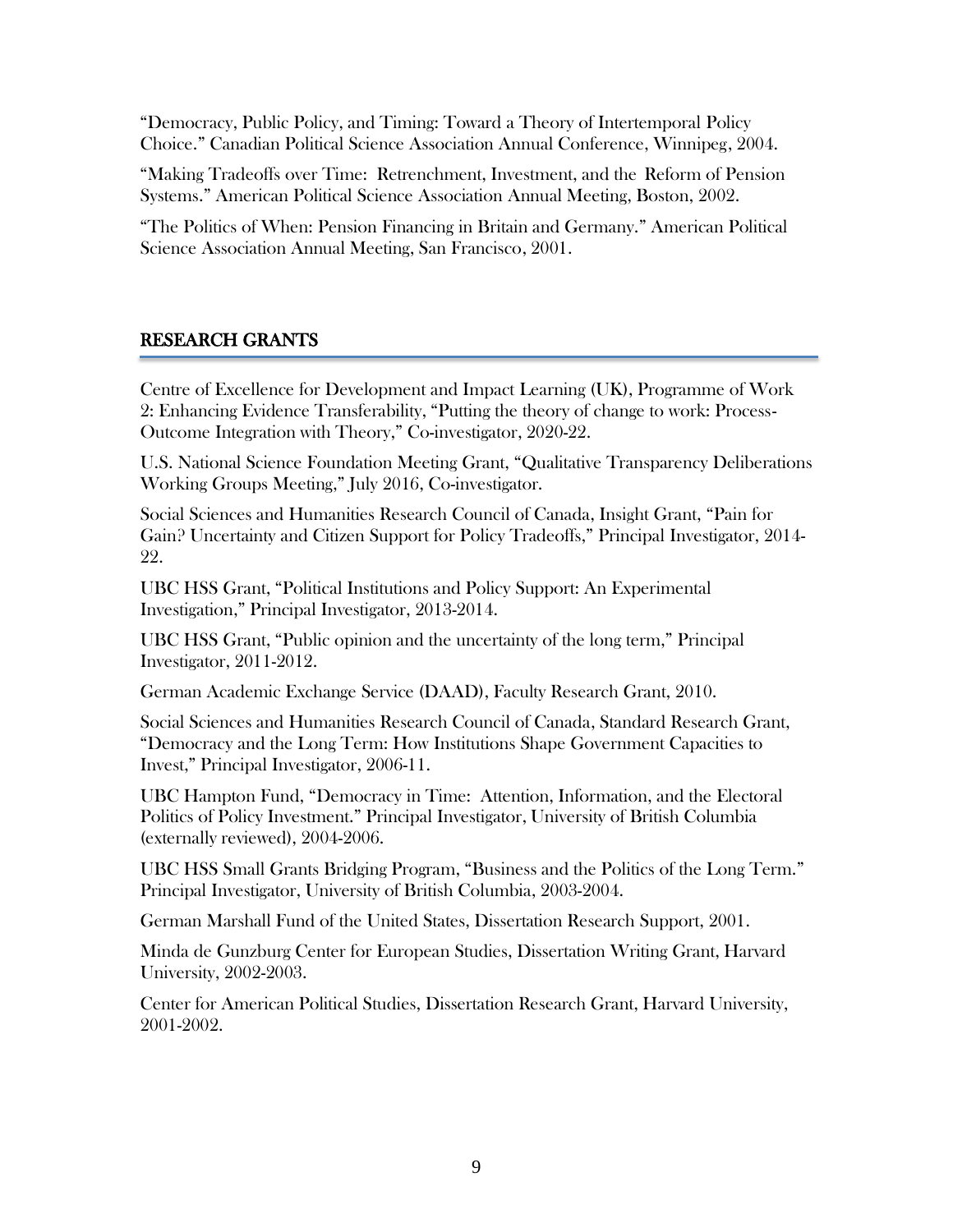"Democracy, Public Policy, and Timing: Toward a Theory of Intertemporal Policy Choice." Canadian Political Science Association Annual Conference, Winnipeg, 2004.

"Making Tradeoffs over Time: Retrenchment, Investment, and the Reform of Pension Systems." American Political Science Association Annual Meeting, Boston, 2002.

"The Politics of When: Pension Financing in Britain and Germany." American Political Science Association Annual Meeting, San Francisco, 2001.

## RESEARCH GRANTS

Centre of Excellence for Development and Impact Learning (UK), Programme of Work 2: Enhancing Evidence Transferability, "Putting the theory of change to work: Process-Outcome Integration with Theory," Co-investigator, 2020-22.

U.S. National Science Foundation Meeting Grant, "Qualitative Transparency Deliberations Working Groups Meeting," July 2016, Co-investigator.

Social Sciences and Humanities Research Council of Canada, Insight Grant, "Pain for Gain? Uncertainty and Citizen Support for Policy Tradeoffs," Principal Investigator, 2014-22.

UBC HSS Grant, "Political Institutions and Policy Support: An Experimental Investigation," Principal Investigator, 2013-2014.

UBC HSS Grant, "Public opinion and the uncertainty of the long term," Principal Investigator, 2011-2012.

German Academic Exchange Service (DAAD), Faculty Research Grant, 2010.

Social Sciences and Humanities Research Council of Canada, Standard Research Grant, "Democracy and the Long Term: How Institutions Shape Government Capacities to Invest," Principal Investigator, 2006-11.

UBC Hampton Fund, "Democracy in Time: Attention, Information, and the Electoral Politics of Policy Investment." Principal Investigator, University of British Columbia (externally reviewed), 2004-2006.

UBC HSS Small Grants Bridging Program, "Business and the Politics of the Long Term." Principal Investigator, University of British Columbia, 2003-2004.

German Marshall Fund of the United States, Dissertation Research Support, 2001.

Minda de Gunzburg Center for European Studies, Dissertation Writing Grant, Harvard University, 2002-2003.

Center for American Political Studies, Dissertation Research Grant, Harvard University, 2001-2002.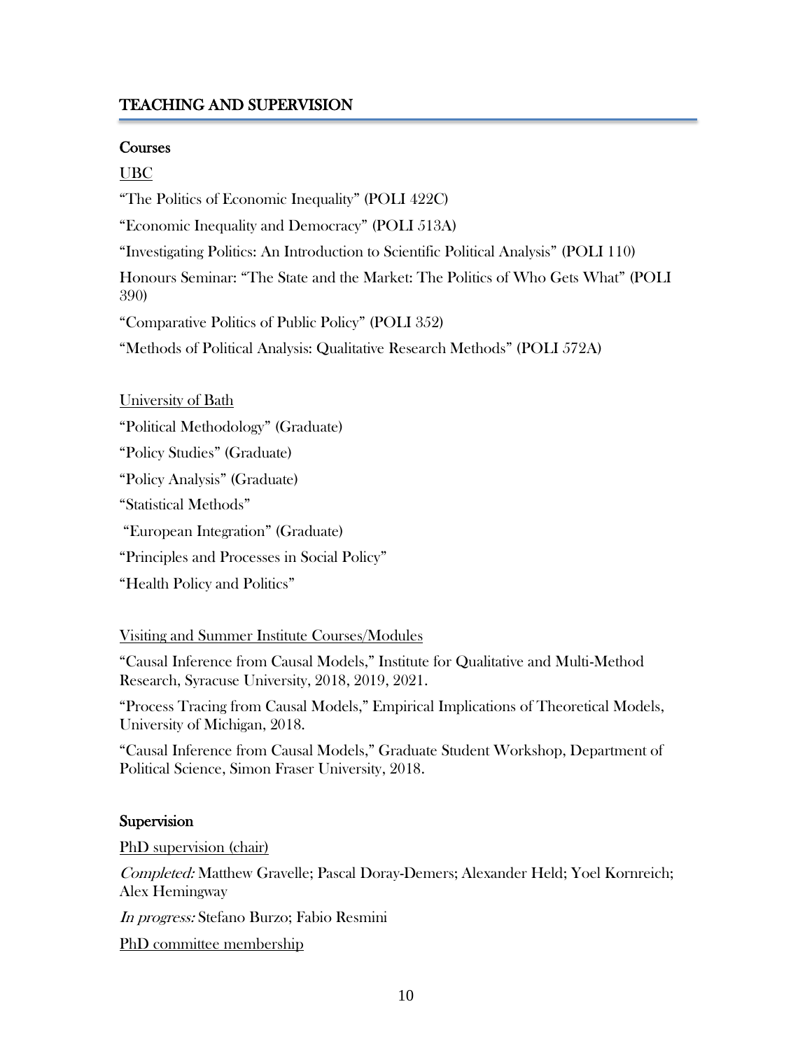## TEACHING AND SUPERVISION

### Courses

UBC

"The Politics of Economic Inequality" (POLI 422C)

"Economic Inequality and Democracy" (POLI 513A)

"Investigating Politics: An Introduction to Scientific Political Analysis" (POLI 110)

Honours Seminar: "The State and the Market: The Politics of Who Gets What" (POLI 390)

"Comparative Politics of Public Policy" (POLI 352)

"Methods of Political Analysis: Qualitative Research Methods" (POLI 572A)

University of Bath

"Political Methodology" (Graduate)

"Policy Studies" (Graduate)

"Policy Analysis" (Graduate)

"Statistical Methods"

"European Integration" (Graduate)

"Principles and Processes in Social Policy"

"Health Policy and Politics"

Visiting and Summer Institute Courses/Modules

"Causal Inference from Causal Models," Institute for Qualitative and Multi-Method Research, Syracuse University, 2018, 2019, 2021.

"Process Tracing from Causal Models," Empirical Implications of Theoretical Models, University of Michigan, 2018.

"Causal Inference from Causal Models," Graduate Student Workshop, Department of Political Science, Simon Fraser University, 2018.

### Supervision

PhD supervision (chair)

*Completed:* Matthew Gravelle; Pascal Doray-Demers; Alexander Held; Yoel Kornreich; Alex Hemingway

*In progress:* Stefano Burzo; Fabio Resmini

PhD committee membership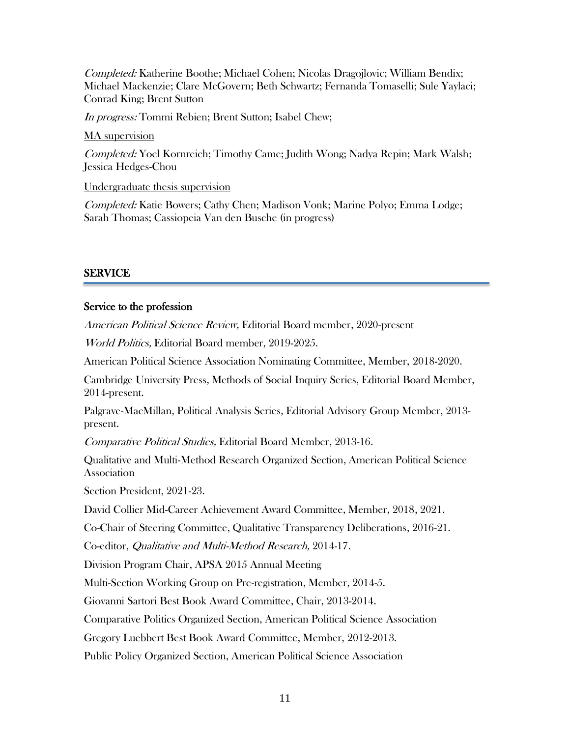*Completed:* Katherine Boothe; Michael Cohen; Nicolas Dragojlovic; William Bendix; Michael Mackenzie; Clare McGovern; Beth Schwartz; Fernanda Tomaselli; Sule Yaylaci; Conrad King; Brent Sutton

*In progress:* Tommi Rebien; Brent Sutton; Isabel Chew;

MA supervision

*Completed:* Yoel Kornreich; Timothy Came; Judith Wong; Nadya Repin; Mark Walsh; Jessica Hedges-Chou

Undergraduate thesis supervision

*Completed:* Katie Bowers; Cathy Chen; Madison Vonk; Marine Polyo; Emma Lodge; Sarah Thomas; Cassiopeia Van den Busche (in progress)

## SERVICE

### Service to the profession

*American Political Science Review,* Editorial Board member, 2020-present

*World Politics,* Editorial Board member, 2019-2025.

American Political Science Association Nominating Committee, Member, 2018-2020.

Cambridge University Press, Methods of Social Inquiry Series, Editorial Board Member, 2014-present.

Palgrave-MacMillan, Political Analysis Series, Editorial Advisory Group Member, 2013-present.

*Comparative Political Studies,* Editorial Board Member, 2013-16.

Qualitative and Multi-Method Research Organized Section, American Political Science Association

Section President, 2021-23.

David Collier Mid-Career Achievement Award Committee, Member, 2018, 2021.

Co-Chair of Steering Committee, Qualitative Transparency Deliberations, 2016-21.

Co-editor, *Qualitative and Multi-Method Research,* 2014-17.

Division Program Chair, APSA 2015 Annual Meeting

Multi-Section Working Group on Pre-registration, Member, 2014-5.

Giovanni Sartori Best Book Award Committee, Chair, 2013-2014.

Comparative Politics Organized Section, American Political Science Association

Gregory Luebbert Best Book Award Committee, Member, 2012-2013.

Public Policy Organized Section, American Political Science Association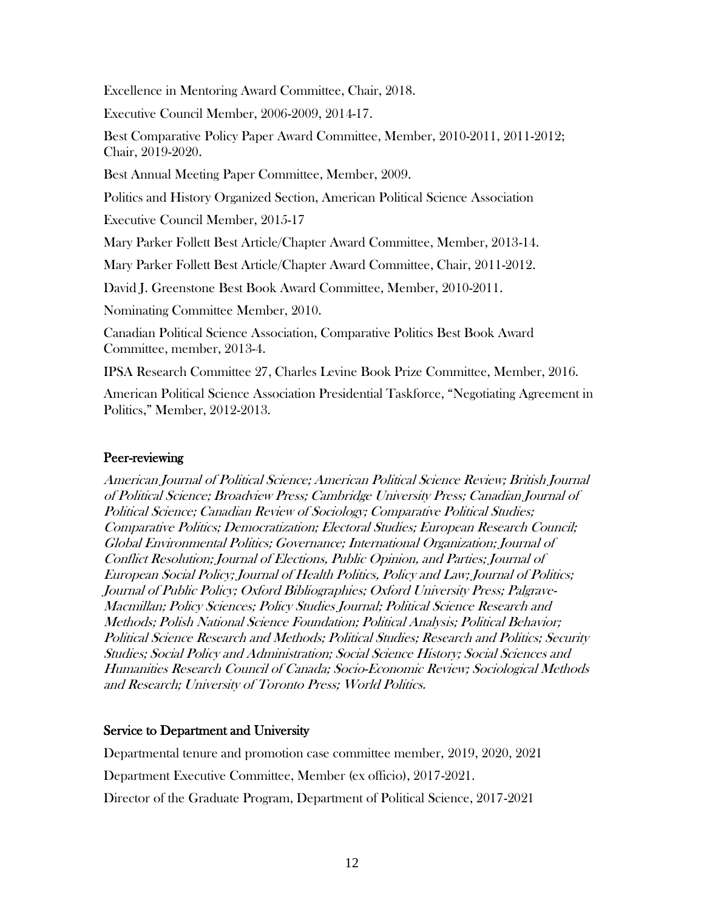Excellence in Mentoring Award Committee, Chair, 2018.

Executive Council Member, 2006-2009, 2014-17.

Best Comparative Policy Paper Award Committee, Member, 2010-2011, 2011-2012; Chair, 2019-2020.

Best Annual Meeting Paper Committee, Member, 2009.

Politics and History Organized Section, American Political Science Association

Executive Council Member, 2015-17

Mary Parker Follett Best Article/Chapter Award Committee, Member, 2013-14.

Mary Parker Follett Best Article/Chapter Award Committee, Chair, 2011-2012.

David J. Greenstone Best Book Award Committee, Member, 2010-2011.

Nominating Committee Member, 2010.

Canadian Political Science Association, Comparative Politics Best Book Award Committee, member, 2013-4.

IPSA Research Committee 27, Charles Levine Book Prize Committee, Member, 2016.

American Political Science Association Presidential Taskforce, "Negotiating Agreement in Politics," Member, 2012-2013.

## Peer-reviewing

*American Journal of Political Science; American Political Science Review; British Journal of Political Science; Broadview Press; Cambridge University Press; Canadian Journal of Political Science; Canadian Review of Sociology; Comparative Political Studies; Comparative Politics; Democratization; Electoral Studies; European Research Council; Global Environmental Politics; Governance; International Organization; Journal of Conflict Resolution; Journal of Elections, Public Opinion, and Parties; Journal of European Social Policy; Journal of Health Politics, Policy and Law; Journal of Politics; Journal of Public Policy; Oxford Bibliographies; Oxford University Press; Palgrave-Macmillan; Policy Sciences; Policy Studies Journal; Political Science Research and Methods; Polish National Science Foundation; Political Analysis; Political Behavior; Political Science Research and Methods; Political Studies; Research and Politics; Security Studies; Social Policy and Administration; Social Science History; Social Sciences and Humanities Research Council of Canada; Socio-Economic Review; Sociological Methods and Research; University of Toronto Press; World Politics.*

## Service to Department and University

Departmental tenure and promotion case committee member, 2019, 2020, 2021

Department Executive Committee, Member (ex officio), 2017-2021.

Director of the Graduate Program, Department of Political Science, 2017-2021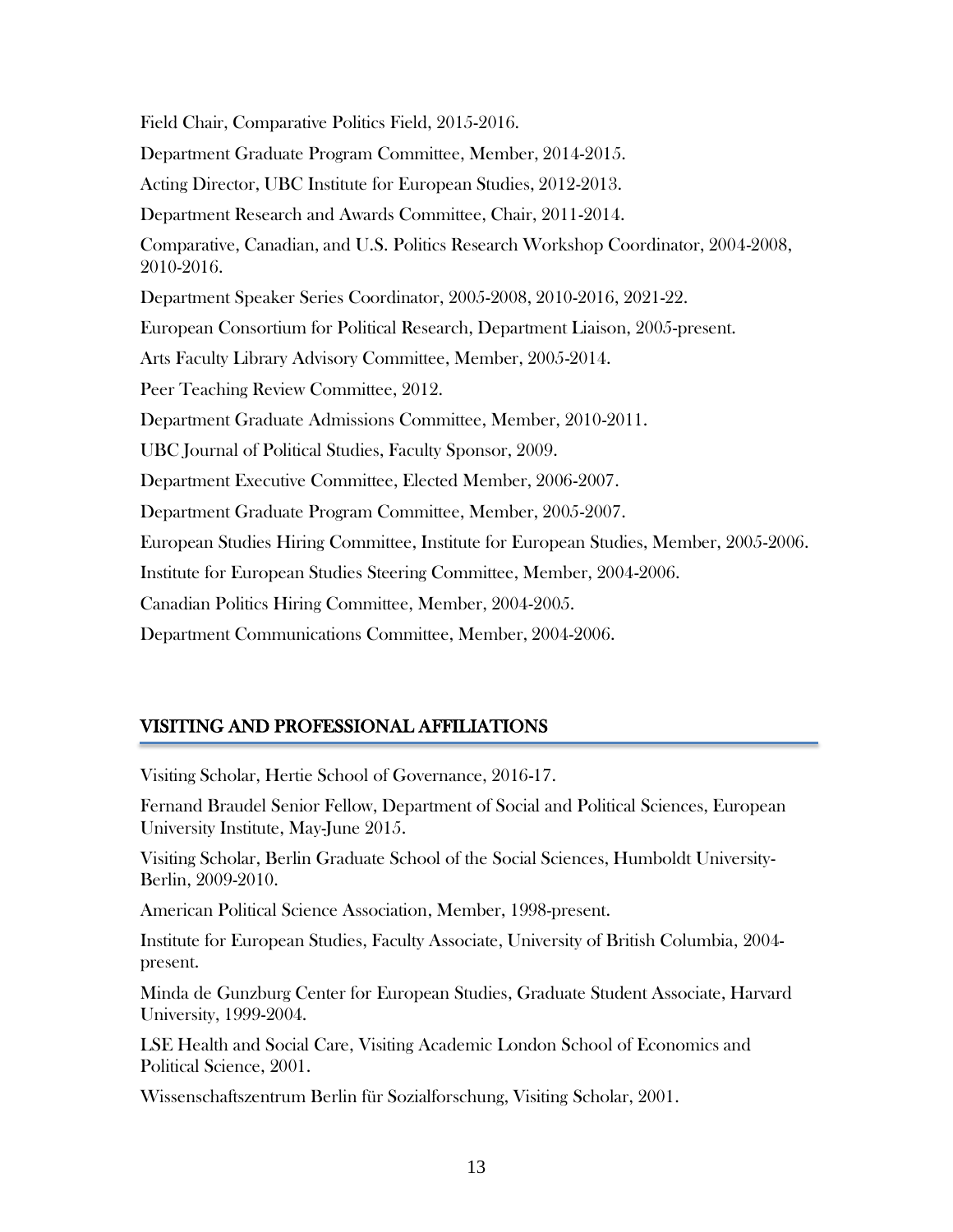Field Chair, Comparative Politics Field, 2015-2016.

Department Graduate Program Committee, Member, 2014-2015.

Acting Director, UBC Institute for European Studies, 2012-2013.

Department Research and Awards Committee, Chair, 2011-2014.

Comparative, Canadian, and U.S. Politics Research Workshop Coordinator, 2004-2008, 2010-2016.

Department Speaker Series Coordinator, 2005-2008, 2010-2016, 2021-22.

European Consortium for Political Research, Department Liaison, 2005-present.

Arts Faculty Library Advisory Committee, Member, 2005-2014.

Peer Teaching Review Committee, 2012.

Department Graduate Admissions Committee, Member, 2010-2011.

UBC Journal of Political Studies, Faculty Sponsor, 2009.

Department Executive Committee, Elected Member, 2006-2007.

Department Graduate Program Committee, Member, 2005-2007.

European Studies Hiring Committee, Institute for European Studies, Member, 2005-2006.

Institute for European Studies Steering Committee, Member, 2004-2006.

Canadian Politics Hiring Committee, Member, 2004-2005.

Department Communications Committee, Member, 2004-2006.

## VISITING AND PROFESSIONAL AFFILIATIONS

Visiting Scholar, Hertie School of Governance, 2016-17.

Fernand Braudel Senior Fellow, Department of Social and Political Sciences, European University Institute, May-June 2015.

Visiting Scholar, Berlin Graduate School of the Social Sciences, Humboldt University-Berlin, 2009-2010.

American Political Science Association, Member, 1998-present.

Institute for European Studies, Faculty Associate, University of British Columbia, 2004-present.

Minda de Gunzburg Center for European Studies, Graduate Student Associate, Harvard University, 1999-2004.

LSE Health and Social Care, Visiting Academic London School of Economics and Political Science, 2001.

Wissenschaftszentrum Berlin für Sozialforschung, Visiting Scholar, 2001.